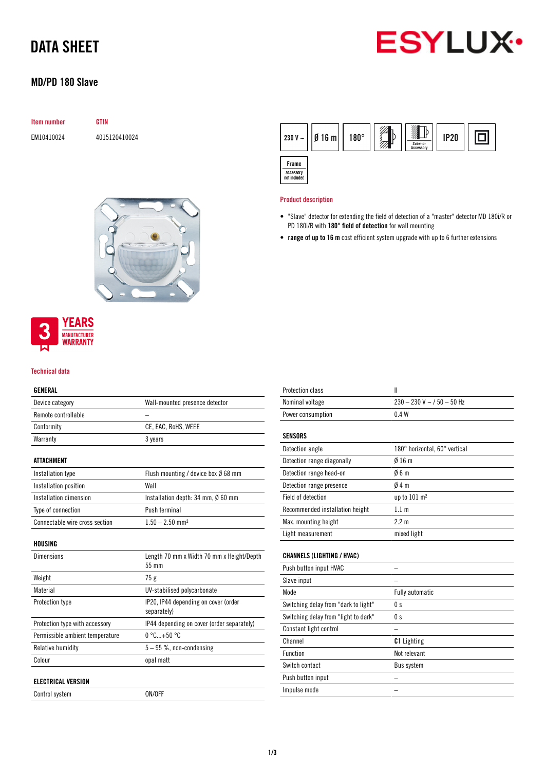# DATA SHEET

## MD/PD 180 Slave

| Item number | GTIN |
|---|---|
| EM10410024 | 4015120410024 |

230 V ~ | Ø 16 m | 180° | IP20 | Zubehör Accessory | Frame accessory not included

3 YEARS MANUFACTURER WARRANTY

### Product description

- "Slave" detector for extending the field of detection of a "master" detector MD 180i/R or PD 180i/R with **180° field of detection** for wall mounting
- **range of up to 16 m** cost efficient system upgrade with up to 6 further extensions

### Technical data

| GENERAL | |
|---|---|
| Device category | Wall-mounted presence detector |
| Remote controllable | – |
| Conformity | CE, EAC, RoHS, WEEE |
| Warranty | 3 years |

| ATTACHMENT | |
|---|---|
| Installation type | Flush mounting / device box Ø 68 mm |
| Installation position | Wall |
| Installation dimension | Installation depth: 34 mm, Ø 60 mm |
| Type of connection | Push terminal |
| Connectable wire cross section | 1.50 – 2.50 mm² |

| HOUSING | |
|---|---|
| Dimensions | Length 70 mm x Width 70 mm x Height/Depth 55 mm |
| Weight | 75 g |
| Material | UV-stabilised polycarbonate |
| Protection type | IP20, IP44 depending on cover (order separately) |
| Protection type with accessory | IP44 depending on cover (order separately) |
| Permissible ambient temperature | 0 °C...+50 °C |
| Relative humidity | 5 – 95 %, non-condensing |
| Colour | opal matt |

| ELECTRICAL VERSION | |
|---|---|
| Control system | ON/OFF |
| Protection class | II |
| Nominal voltage | 230 – 230 V ~ / 50 – 50 Hz |
| Power consumption | 0.4 W |

| SENSORS | |
|---|---|
| Detection angle | 180° horizontal, 60° vertical |
| Detection range diagonally | Ø 16 m |
| Detection range head-on | Ø 6 m |
| Detection range presence | Ø 4 m |
| Field of detection | up to 101 m² |
| Recommended installation height | 1.1 m |
| Max. mounting height | 2.2 m |
| Light measurement | mixed light |

| CHANNELS (LIGHTING / HVAC) | |
|---|---|
| Push button input HVAC | – |
| Slave input | – |
| Mode | Fully automatic |
| Switching delay from "dark to light" | 0 s |
| Switching delay from "light to dark" | 0 s |
| Constant light control | – |
| Channel | **C1** Lighting |
| Function | Not relevant |
| Switch contact | Bus system |
| Push button input | – |
| Impulse mode | – |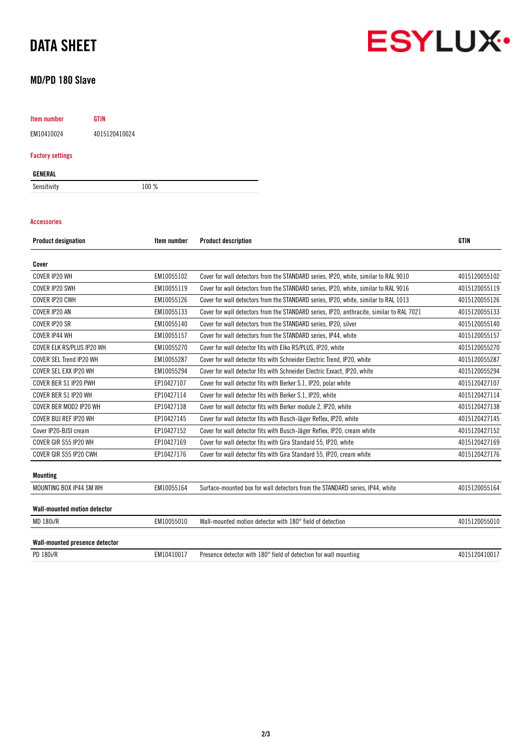# DATA SHEET

## MD/PD 180 Slave

| Item number | GTIN |
|---|---|
| EM10410024 | 4015120410024 |

### Factory settings

| GENERAL | |
|---|---|
| Sensitivity | 100 % |

### Accessories

| Product designation | Item number | Product description | GTIN |
|---|---|---|---|
| **Cover** | | | |
| COVER IP20 WH | EM10055102 | Cover for wall detectors from the STANDARD series, IP20, white, similar to RAL 9010 | 4015120055102 |
| COVER IP20 SWH | EM10055119 | Cover for wall detectors from the STANDARD series, IP20, white, similar to RAL 9016 | 4015120055119 |
| COVER IP20 CWH | EM10055126 | Cover for wall detectors from the STANDARD series, IP20, white, similar to RAL 1013 | 4015120055126 |
| COVER IP20 AN | EM10055133 | Cover for wall detectors from the STANDARD series, IP20, anthracite, similar to RAL 7021 | 4015120055133 |
| COVER IP20 SR | EM10055140 | Cover for wall detectors from the STANDARD series, IP20, silver | 4015120055140 |
| COVER IP44 WH | EM10055157 | Cover for wall detectors from the STANDARD series, IP44, white | 4015120055157 |
| COVER ELK RS/PLUS IP20 WH | EM10055270 | Cover for wall detector fits with Elko RS/PLUS, IP20, white | 4015120055270 |
| COVER SEL Trend IP20 WH | EM10055287 | Cover for wall detector fits with Schneider Electric Trend, IP20, white | 4015120055287 |
| COVER SEL EXX IP20 WH | EM10055294 | Cover for wall detector fits with Schneider Electric Exxact, IP20, white | 4015120055294 |
| COVER BER S1 IP20 PWH | EP10427107 | Cover for wall detector fits with Berker S.1, IP20, polar white | 4015120427107 |
| COVER BER S1 IP20 WH | EP10427114 | Cover for wall detector fits with Berker S.1, IP20, white | 4015120427114 |
| COVER BER MOD2 IP20 WH | EP10427138 | Cover for wall detector fits with Berker module 2, IP20, white | 4015120427138 |
| COVER BUJ REF IP20 WH | EP10427145 | Cover for wall detector fits with Busch-Jäger Reflex, IP20, white | 4015120427145 |
| Cover IP20-BJSI cream | EP10427152 | Cover for wall detector fits with Busch-Jäger Reflex, IP20, cream white | 4015120427152 |
| COVER GIR S55 IP20 WH | EP10427169 | Cover for wall detector fits with Gira Standard 55, IP20, white | 4015120427169 |
| COVER GIR S55 IP20 CWH | EP10427176 | Cover for wall detector fits with Gira Standard 55, IP20, cream white | 4015120427176 |
| **Mounting** | | | |
| MOUNTING BOX IP44 SM WH | EM10055164 | Surface-mounted box for wall detectors from the STANDARD series, IP44, white | 4015120055164 |
| **Wall-mounted motion detector** | | | |
| MD 180i/R | EM10055010 | Wall-mounted motion detector with 180° field of detection | 4015120055010 |
| **Wall-mounted presence detector** | | | |
| PD 180i/R | EM10410017 | Presence detector with 180° field of detection for wall mounting | 4015120410017 |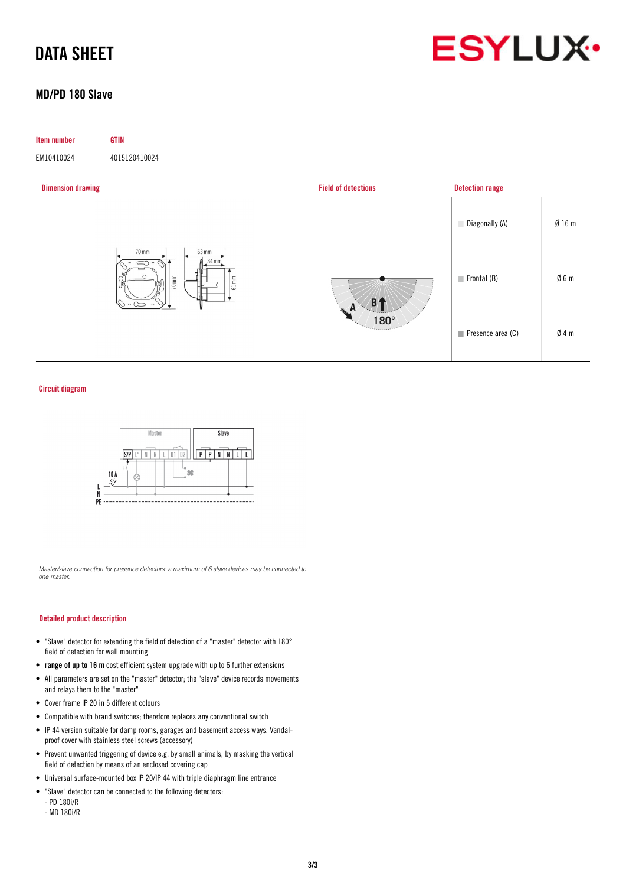# DATA SHEET

## MD/PD 180 Slave

| Item number | GTIN |
|---|---|
| EM10410024 | 4015120410024 |

### Dimension drawing

70 mm
70 mm
63 mm
34 mm
61 mm

### Field of detections

A
B
180°

### Detection range

| | |
|---|---|
| Diagonally (A) | Ø 16 m |
| Frontal (B) | Ø 6 m |
| Presence area (C) | Ø 4 m |

### Circuit diagram

Master
Slave
S/P L' N N L D1 D2
P P N N L L
10 A
L
N
PE

*Master/slave connection for presence detectors: a maximum of 6 slave devices may be connected to one master.*

### Detailed product description

- "Slave" detector for extending the field of detection of a "master" detector with 180° field of detection for wall mounting
- **range of up to 16 m** cost efficient system upgrade with up to 6 further extensions
- All parameters are set on the "master" detector; the "slave" device records movements and relays them to the "master"
- Cover frame IP 20 in 5 different colours
- Compatible with brand switches; therefore replaces any conventional switch
- IP 44 version suitable for damp rooms, garages and basement access ways. Vandal-proof cover with stainless steel screws (accessory)
- Prevent unwanted triggering of device e.g. by small animals, by masking the vertical field of detection by means of an enclosed covering cap
- Universal surface-mounted box IP 20/IP 44 with triple diaphragm line entrance
- "Slave" detector can be connected to the following detectors:
  - PD 180i/R
  - MD 180i/R